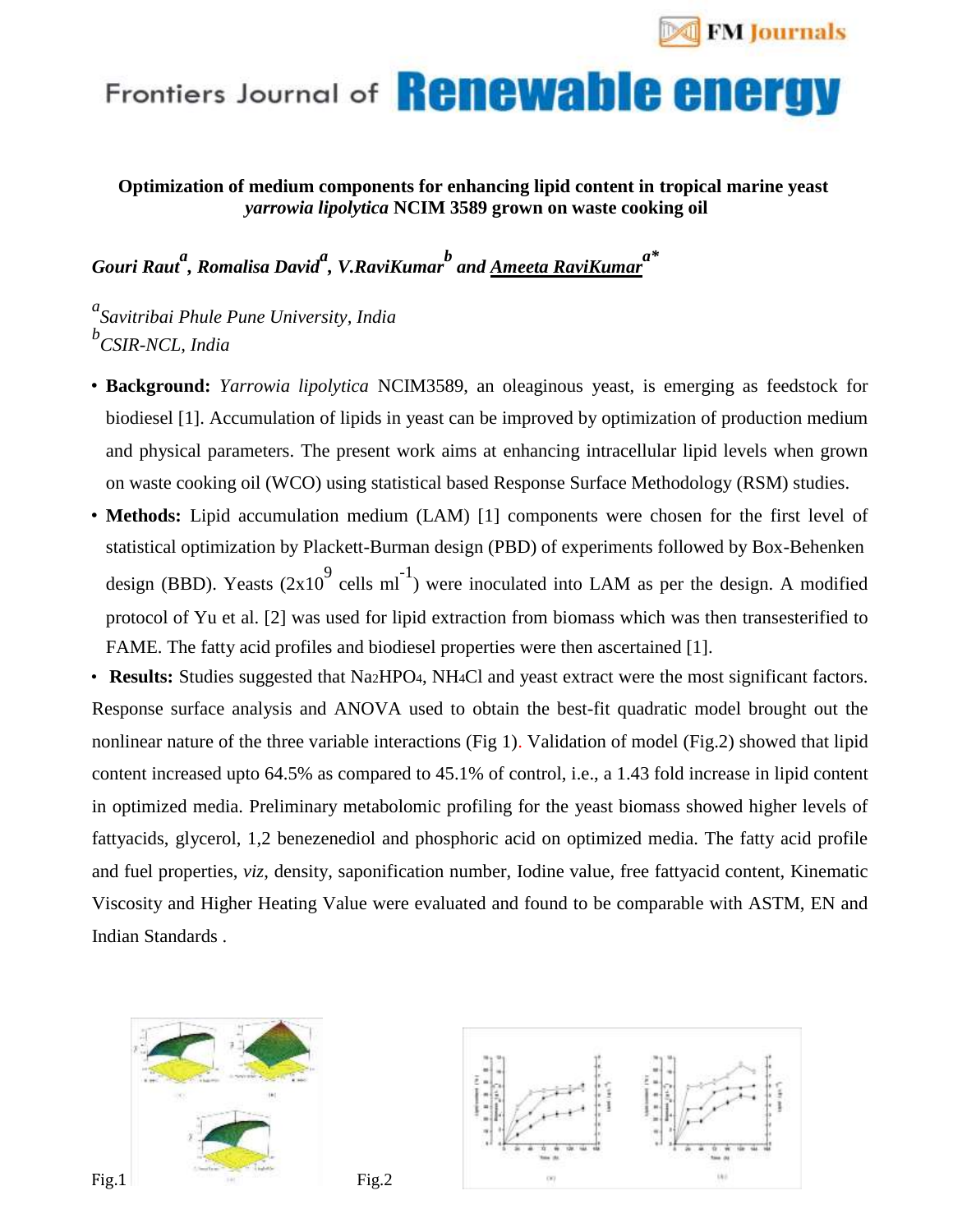Frontiers Journal of **Renewable energy**

**Optimization of medium components for enhancing lipid content in tropical marine yeast *yarrowia lipolytica* NCIM 3589 grown on waste cooking oil**

***Gouri Raut[a], Romalisa David[a], V.RaviKumar[b] and Ameeta RaviKumar[a*]***

*[a]Savitribai Phule Pune University, India*
*[b]CSIR-NCL, India*

- **Background:** *Yarrowia lipolytica* NCIM3589, an oleaginous yeast, is emerging as feedstock for biodiesel [1]. Accumulation of lipids in yeast can be improved by optimization of production medium and physical parameters. The present work aims at enhancing intracellular lipid levels when grown on waste cooking oil (WCO) using statistical based Response Surface Methodology (RSM) studies.
- **Methods:** Lipid accumulation medium (LAM) [1] components were chosen for the first level of statistical optimization by Plackett-Burman design (PBD) of experiments followed by Box-Behenken design (BBD). Yeasts ($2 \times 10^{9}$ cells $ml^{-1}$) were inoculated into LAM as per the design. A modified protocol of Yu et al. [2] was used for lipid extraction from biomass which was then transesterified to FAME. The fatty acid profiles and biodiesel properties were then ascertained [1].
- **Results:** Studies suggested that $Na_2HPO_4$, $NH_4Cl$ and yeast extract were the most significant factors. Response surface analysis and ANOVA used to obtain the best-fit quadratic model brought out the nonlinear nature of the three variable interactions (Fig 1). Validation of model (Fig.2) showed that lipid content increased upto 64.5% as compared to 45.1% of control, i.e., a 1.43 fold increase in lipid content in optimized media. Preliminary metabolomic profiling for the yeast biomass showed higher levels of fattyacids, glycerol, 1,2 benezenediol and phosphoric acid on optimized media. The fatty acid profile and fuel properties, *viz*, density, saponification number, Iodine value, free fattyacid content, Kinematic Viscosity and Higher Heating Value were evaluated and found to be comparable with ASTM, EN and Indian Standards .

Fig.1

Fig.2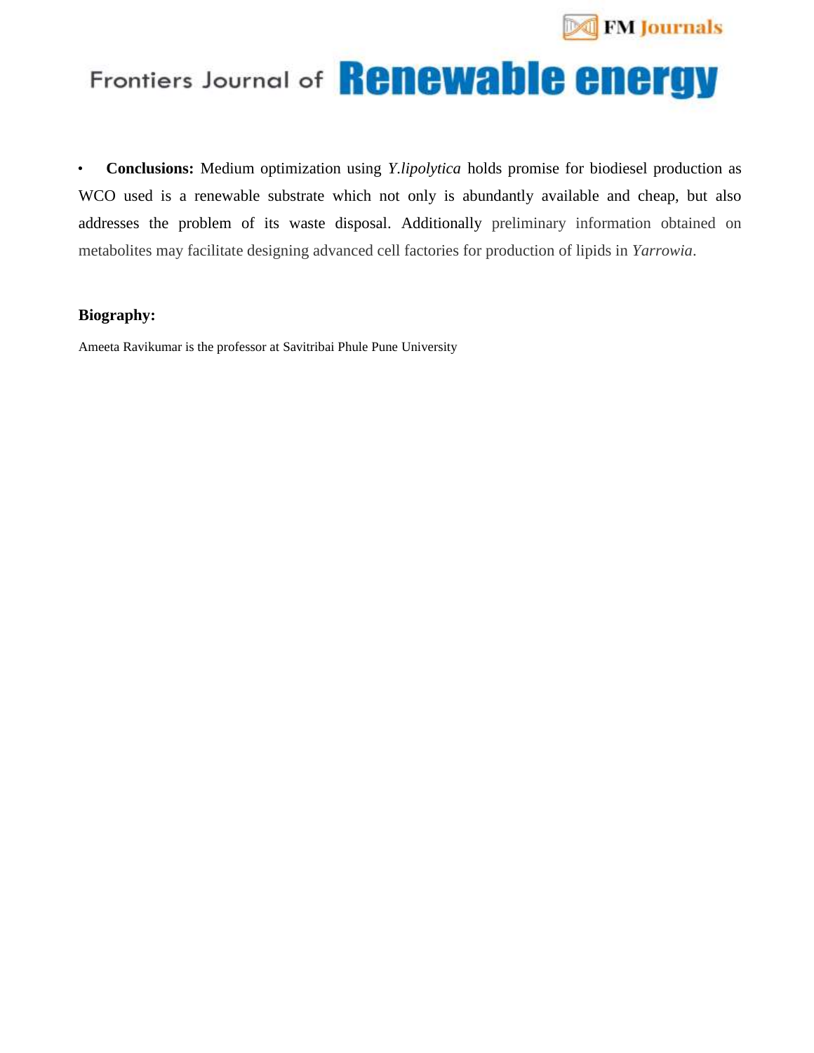- **Conclusions:** Medium optimization using *Y.lipolytica* holds promise for biodiesel production as WCO used is a renewable substrate which not only is abundantly available and cheap, but also addresses the problem of its waste disposal. Additionally preliminary information obtained on metabolites may facilitate designing advanced cell factories for production of lipids in *Yarrowia*.

**Biography:**

Ameeta Ravikumar is the professor at Savitribai Phule Pune University